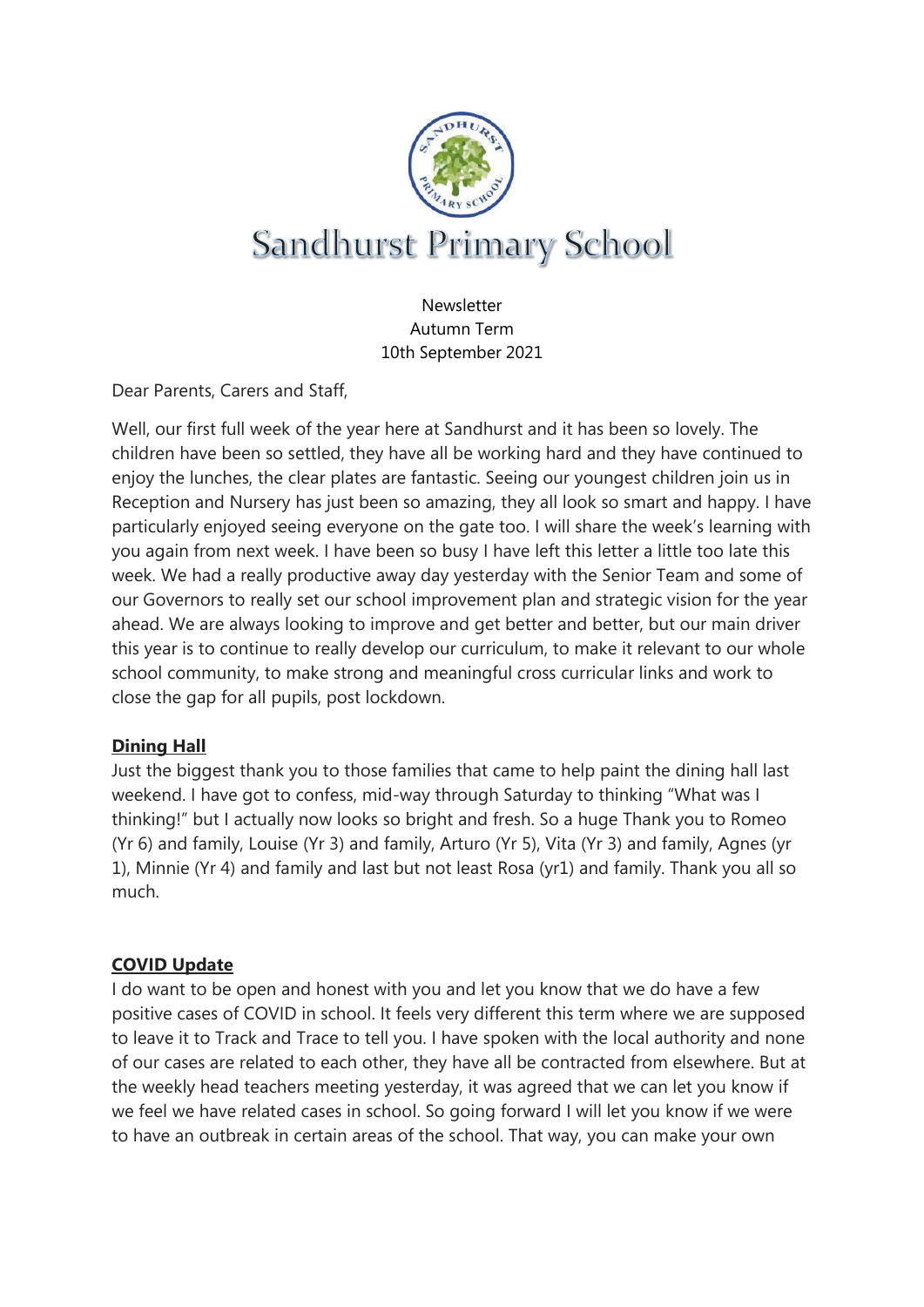# Sandhurst Primary School

Newsletter
Autumn Term
10th September 2021

Dear Parents, Carers and Staff,

Well, our first full week of the year here at Sandhurst and it has been so lovely. The children have been so settled, they have all be working hard and they have continued to enjoy the lunches, the clear plates are fantastic. Seeing our youngest children join us in Reception and Nursery has just been so amazing, they all look so smart and happy. I have particularly enjoyed seeing everyone on the gate too. I will share the week's learning with you again from next week. I have been so busy I have left this letter a little too late this week. We had a really productive away day yesterday with the Senior Team and some of our Governors to really set our school improvement plan and strategic vision for the year ahead. We are always looking to improve and get better and better, but our main driver this year is to continue to really develop our curriculum, to make it relevant to our whole school community, to make strong and meaningful cross curricular links and work to close the gap for all pupils, post lockdown.

## **Dining Hall**

Just the biggest thank you to those families that came to help paint the dining hall last weekend. I have got to confess, mid-way through Saturday to thinking "What was I thinking!" but I actually now looks so bright and fresh. So a huge Thank you to Romeo (Yr 6) and family, Louise (Yr 3) and family, Arturo (Yr 5), Vita (Yr 3) and family, Agnes (yr 1), Minnie (Yr 4) and family and last but not least Rosa (yr1) and family. Thank you all so much.

## **COVID Update**

I do want to be open and honest with you and let you know that we do have a few positive cases of COVID in school. It feels very different this term where we are supposed to leave it to Track and Trace to tell you. I have spoken with the local authority and none of our cases are related to each other, they have all be contracted from elsewhere. But at the weekly head teachers meeting yesterday, it was agreed that we can let you know if we feel we have related cases in school. So going forward I will let you know if we were to have an outbreak in certain areas of the school. That way, you can make your own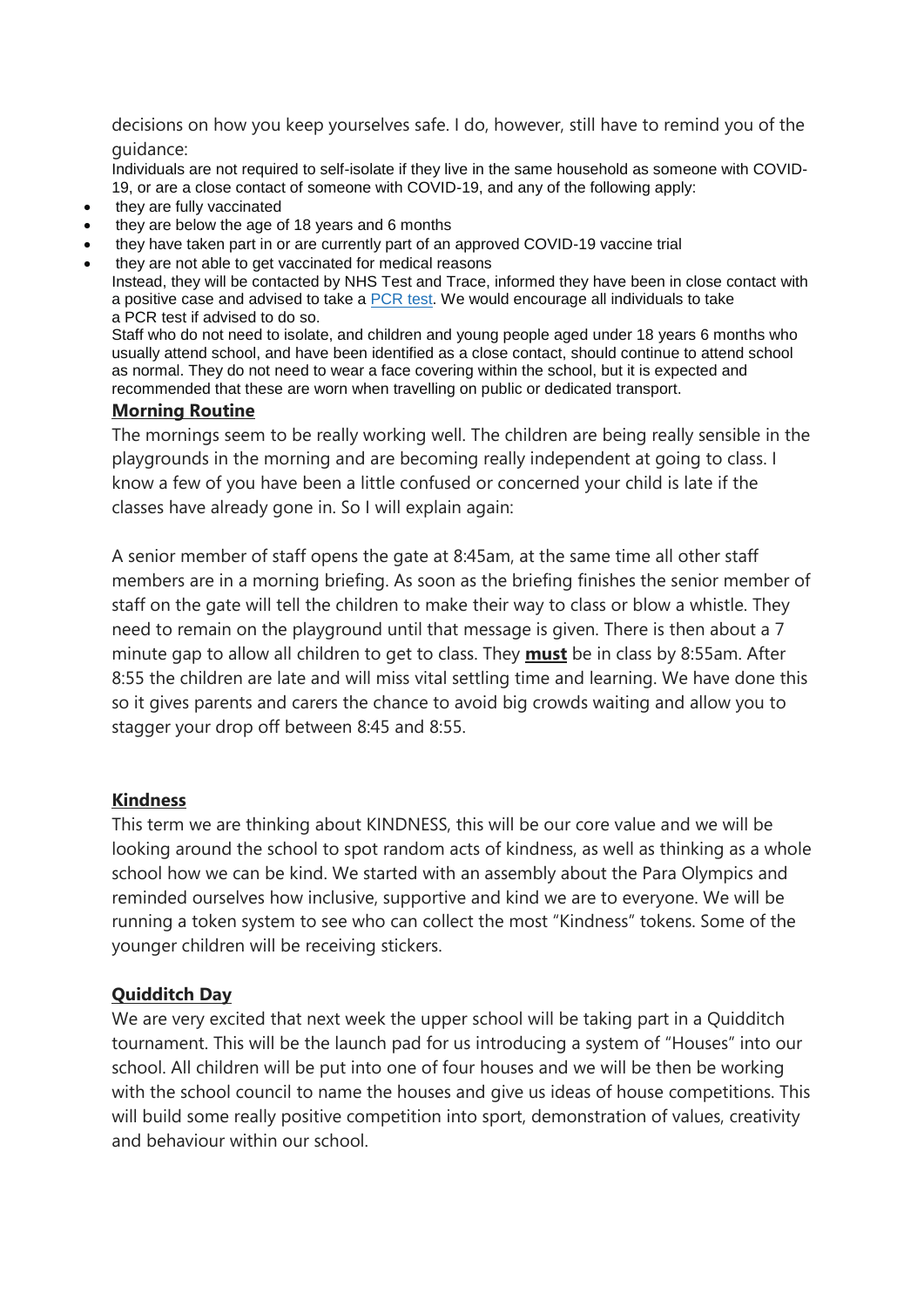decisions on how you keep yourselves safe. I do, however, still have to remind you of the guidance:

Individuals are not required to self-isolate if they live in the same household as someone with COVID-19, or are a close contact of someone with COVID-19, and any of the following apply:

- they are fully vaccinated
- they are below the age of 18 years and 6 months
- they have taken part in or are currently part of an approved COVID-19 vaccine trial
- they are not able to get vaccinated for medical reasons

Instead, they will be contacted by NHS Test and Trace, informed they have been in close contact with a positive case and advised to take a PCR test. We would encourage all individuals to take a PCR test if advised to do so.

Staff who do not need to isolate, and children and young people aged under 18 years 6 months who usually attend school, and have been identified as a close contact, should continue to attend school as normal. They do not need to wear a face covering within the school, but it is expected and recommended that these are worn when travelling on public or dedicated transport.

## Morning Routine

The mornings seem to be really working well. The children are being really sensible in the playgrounds in the morning and are becoming really independent at going to class. I know a few of you have been a little confused or concerned your child is late if the classes have already gone in. So I will explain again:

A senior member of staff opens the gate at 8:45am, at the same time all other staff members are in a morning briefing. As soon as the briefing finishes the senior member of staff on the gate will tell the children to make their way to class or blow a whistle. They need to remain on the playground until that message is given. There is then about a 7 minute gap to allow all children to get to class. They **must** be in class by 8:55am. After 8:55 the children are late and will miss vital settling time and learning. We have done this so it gives parents and carers the chance to avoid big crowds waiting and allow you to stagger your drop off between 8:45 and 8:55.

## Kindness

This term we are thinking about KINDNESS, this will be our core value and we will be looking around the school to spot random acts of kindness, as well as thinking as a whole school how we can be kind. We started with an assembly about the Para Olympics and reminded ourselves how inclusive, supportive and kind we are to everyone. We will be running a token system to see who can collect the most "Kindness" tokens. Some of the younger children will be receiving stickers.

## Quidditch Day

We are very excited that next week the upper school will be taking part in a Quidditch tournament. This will be the launch pad for us introducing a system of "Houses" into our school. All children will be put into one of four houses and we will be then be working with the school council to name the houses and give us ideas of house competitions. This will build some really positive competition into sport, demonstration of values, creativity and behaviour within our school.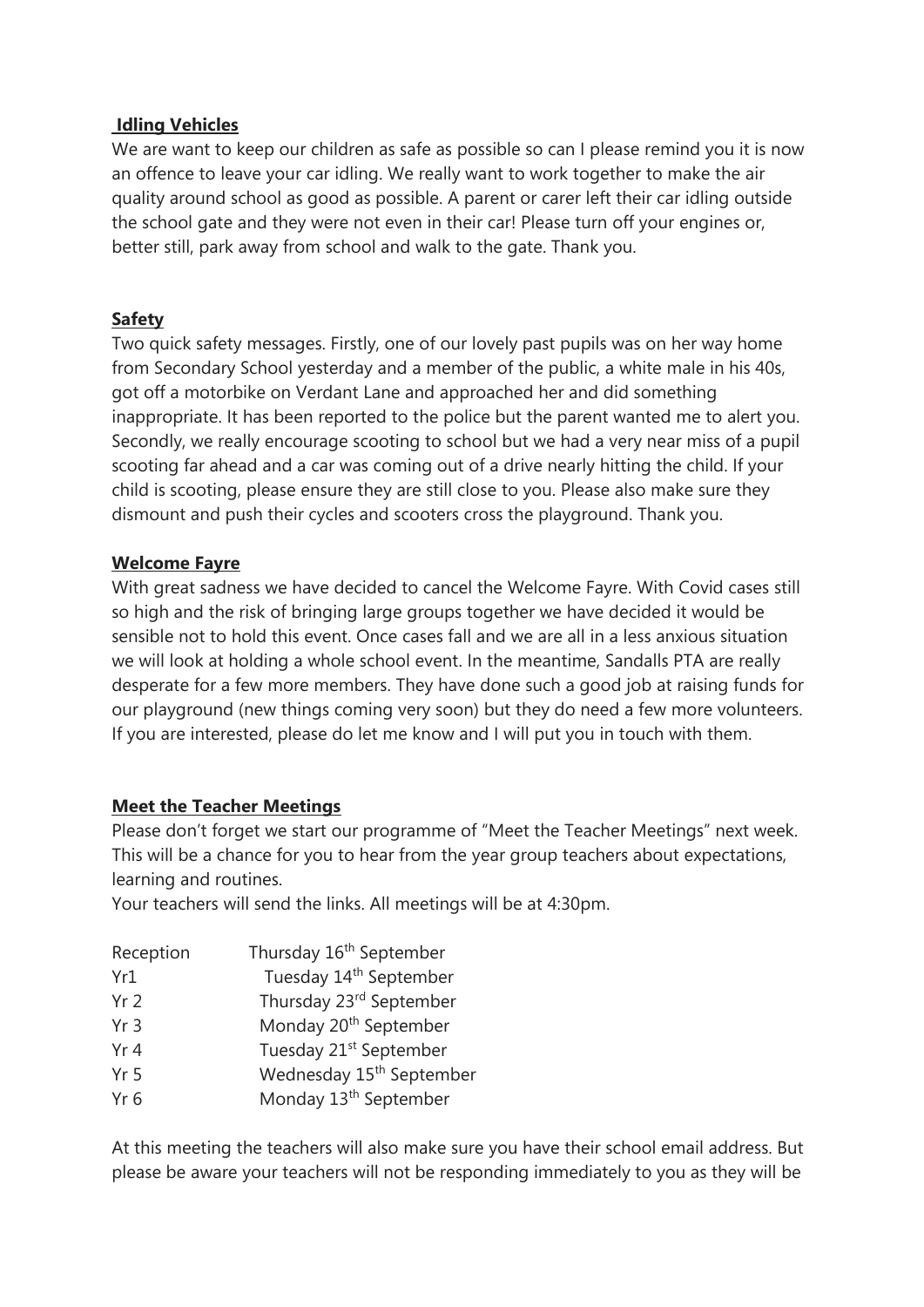**Idling Vehicles**

We are want to keep our children as safe as possible so can I please remind you it is now an offence to leave your car idling. We really want to work together to make the air quality around school as good as possible. A parent or carer left their car idling outside the school gate and they were not even in their car! Please turn off your engines or, better still, park away from school and walk to the gate. Thank you.

**Safety**

Two quick safety messages. Firstly, one of our lovely past pupils was on her way home from Secondary School yesterday and a member of the public, a white male in his 40s, got off a motorbike on Verdant Lane and approached her and did something inappropriate. It has been reported to the police but the parent wanted me to alert you. Secondly, we really encourage scooting to school but we had a very near miss of a pupil scooting far ahead and a car was coming out of a drive nearly hitting the child. If your child is scooting, please ensure they are still close to you. Please also make sure they dismount and push their cycles and scooters cross the playground. Thank you.

**Welcome Fayre**

With great sadness we have decided to cancel the Welcome Fayre. With Covid cases still so high and the risk of bringing large groups together we have decided it would be sensible not to hold this event. Once cases fall and we are all in a less anxious situation we will look at holding a whole school event. In the meantime, Sandalls PTA are really desperate for a few more members. They have done such a good job at raising funds for our playground (new things coming very soon) but they do need a few more volunteers. If you are interested, please do let me know and I will put you in touch with them.

**Meet the Teacher Meetings**

Please don't forget we start our programme of "Meet the Teacher Meetings" next week. This will be a chance for you to hear from the year group teachers about expectations, learning and routines.

Your teachers will send the links. All meetings will be at 4:30pm.

| | |
|---|---|
| Reception | Thursday 16th September |
| Yr1 | Tuesday 14th September |
| Yr 2 | Thursday 23rd September |
| Yr 3 | Monday 20th September |
| Yr 4 | Tuesday 21st September |
| Yr 5 | Wednesday 15th September |
| Yr 6 | Monday 13th September |

At this meeting the teachers will also make sure you have their school email address. But please be aware your teachers will not be responding immediately to you as they will be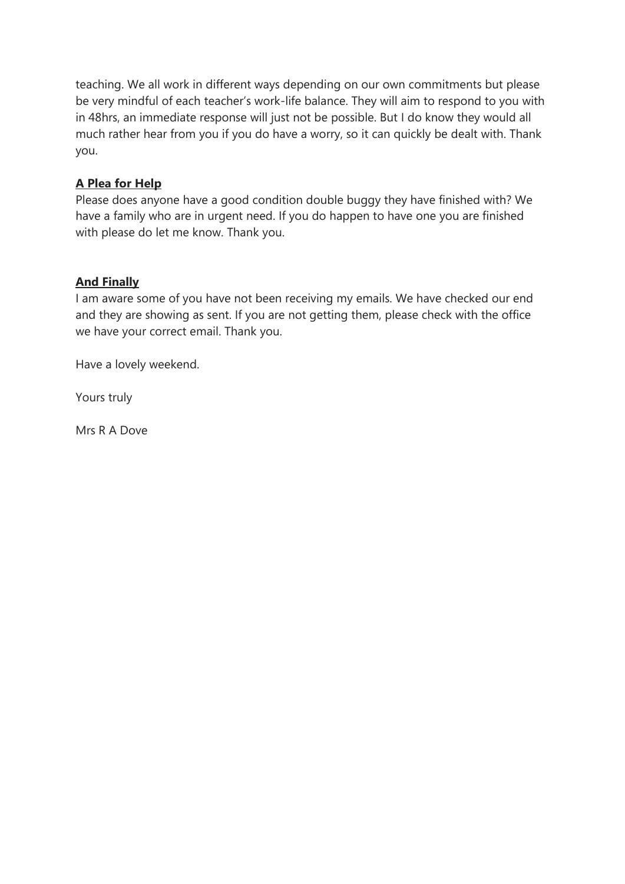teaching. We all work in different ways depending on our own commitments but please be very mindful of each teacher's work-life balance. They will aim to respond to you with in 48hrs, an immediate response will just not be possible. But I do know they would all much rather hear from you if you do have a worry, so it can quickly be dealt with. Thank you.

**A Plea for Help**

Please does anyone have a good condition double buggy they have finished with? We have a family who are in urgent need. If you do happen to have one you are finished with please do let me know. Thank you.

**And Finally**

I am aware some of you have not been receiving my emails. We have checked our end and they are showing as sent. If you are not getting them, please check with the office we have your correct email. Thank you.

Have a lovely weekend.

Yours truly

Mrs R A Dove